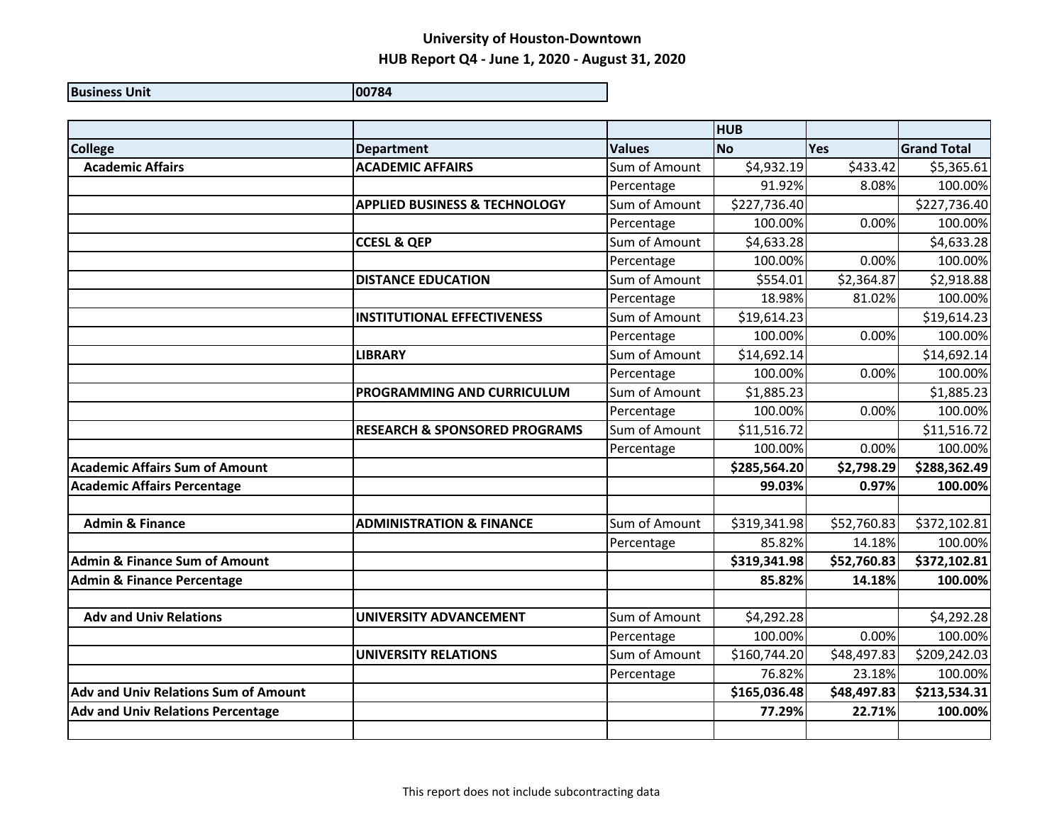# University of Houston-Downtown

## HUB Report Q4 - June 1, 2020 - August 31, 2020

| Business Unit | 00784 |
|---|---|

| | | | HUB | | |
|---|---|---|---|---|---|
| **College** | **Department** | **Values** | **No** | **Yes** | **Grand Total** |
| **Academic Affairs** | **ACADEMIC AFFAIRS** | Sum of Amount | $4,932.19 | $433.42 | $5,365.61 |
| | | Percentage | 91.92% | 8.08% | 100.00% |
| | **APPLIED BUSINESS & TECHNOLOGY** | Sum of Amount | $227,736.40 | | $227,736.40 |
| | | Percentage | 100.00% | 0.00% | 100.00% |
| | **CCESL & QEP** | Sum of Amount | $4,633.28 | | $4,633.28 |
| | | Percentage | 100.00% | 0.00% | 100.00% |
| | **DISTANCE EDUCATION** | Sum of Amount | $554.01 | $2,364.87 | $2,918.88 |
| | | Percentage | 18.98% | 81.02% | 100.00% |
| | **INSTITUTIONAL EFFECTIVENESS** | Sum of Amount | $19,614.23 | | $19,614.23 |
| | | Percentage | 100.00% | 0.00% | 100.00% |
| | **LIBRARY** | Sum of Amount | $14,692.14 | | $14,692.14 |
| | | Percentage | 100.00% | 0.00% | 100.00% |
| | **PROGRAMMING AND CURRICULUM** | Sum of Amount | $1,885.23 | | $1,885.23 |
| | | Percentage | 100.00% | 0.00% | 100.00% |
| | **RESEARCH & SPONSORED PROGRAMS** | Sum of Amount | $11,516.72 | | $11,516.72 |
| | | Percentage | 100.00% | 0.00% | 100.00% |
| **Academic Affairs Sum of Amount** | | | **$285,564.20** | **$2,798.29** | **$288,362.49** |
| **Academic Affairs Percentage** | | | **99.03%** | **0.97%** | **100.00%** |
| | | | | | |
| **Admin & Finance** | **ADMINISTRATION & FINANCE** | Sum of Amount | $319,341.98 | $52,760.83 | $372,102.81 |
| | | Percentage | 85.82% | 14.18% | 100.00% |
| **Admin & Finance Sum of Amount** | | | **$319,341.98** | **$52,760.83** | **$372,102.81** |
| **Admin & Finance Percentage** | | | **85.82%** | **14.18%** | **100.00%** |
| | | | | | |
| **Adv and Univ Relations** | **UNIVERSITY ADVANCEMENT** | Sum of Amount | $4,292.28 | | $4,292.28 |
| | | Percentage | 100.00% | 0.00% | 100.00% |
| | **UNIVERSITY RELATIONS** | Sum of Amount | $160,744.20 | $48,497.83 | $209,242.03 |
| | | Percentage | 76.82% | 23.18% | 100.00% |
| **Adv and Univ Relations Sum of Amount** | | | **$165,036.48** | **$48,497.83** | **$213,534.31** |
| **Adv and Univ Relations Percentage** | | | **77.29%** | **22.71%** | **100.00%** |
| | | | | | |

This report does not include subcontracting data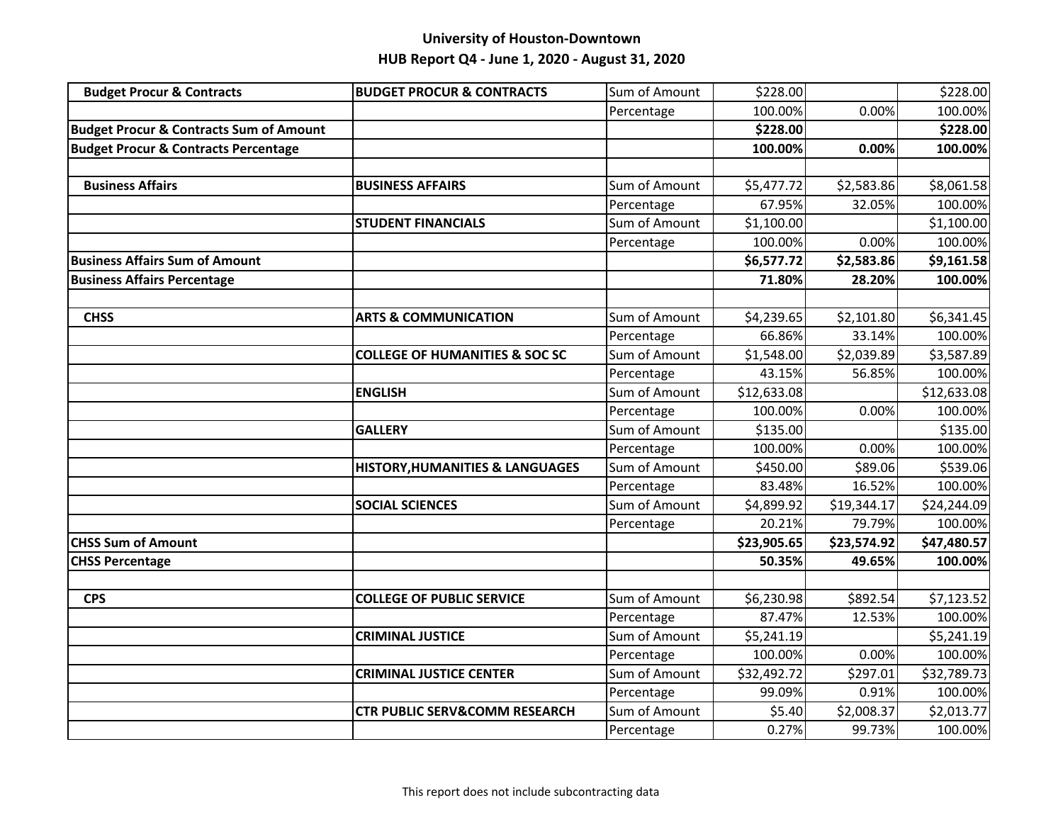## University of Houston-Downtown

### HUB Report Q4 - June 1, 2020 - August 31, 2020

| | | | | | |
|---|---|---|---|---|---|
| **Budget Procur & Contracts** | **BUDGET PROCUR & CONTRACTS** | Sum of Amount | $228.00 | | $228.00 |
| | | Percentage | 100.00% | 0.00% | 100.00% |
| **Budget Procur & Contracts Sum of Amount** | | | **$228.00** | | **$228.00** |
| **Budget Procur & Contracts Percentage** | | | **100.00%** | **0.00%** | **100.00%** |
| | | | | | |
| **Business Affairs** | **BUSINESS AFFAIRS** | Sum of Amount | $5,477.72 | $2,583.86 | $8,061.58 |
| | | Percentage | 67.95% | 32.05% | 100.00% |
| | **STUDENT FINANCIALS** | Sum of Amount | $1,100.00 | | $1,100.00 |
| | | Percentage | 100.00% | 0.00% | 100.00% |
| **Business Affairs Sum of Amount** | | | **$6,577.72** | **$2,583.86** | **$9,161.58** |
| **Business Affairs Percentage** | | | **71.80%** | **28.20%** | **100.00%** |
| | | | | | |
| **CHSS** | **ARTS & COMMUNICATION** | Sum of Amount | $4,239.65 | $2,101.80 | $6,341.45 |
| | | Percentage | 66.86% | 33.14% | 100.00% |
| | **COLLEGE OF HUMANITIES & SOC SC** | Sum of Amount | $1,548.00 | $2,039.89 | $3,587.89 |
| | | Percentage | 43.15% | 56.85% | 100.00% |
| | **ENGLISH** | Sum of Amount | $12,633.08 | | $12,633.08 |
| | | Percentage | 100.00% | 0.00% | 100.00% |
| | **GALLERY** | Sum of Amount | $135.00 | | $135.00 |
| | | Percentage | 100.00% | 0.00% | 100.00% |
| | **HISTORY,HUMANITIES & LANGUAGES** | Sum of Amount | $450.00 | $89.06 | $539.06 |
| | | Percentage | 83.48% | 16.52% | 100.00% |
| | **SOCIAL SCIENCES** | Sum of Amount | $4,899.92 | $19,344.17 | $24,244.09 |
| | | Percentage | 20.21% | 79.79% | 100.00% |
| **CHSS Sum of Amount** | | | **$23,905.65** | **$23,574.92** | **$47,480.57** |
| **CHSS Percentage** | | | **50.35%** | **49.65%** | **100.00%** |
| | | | | | |
| **CPS** | **COLLEGE OF PUBLIC SERVICE** | Sum of Amount | $6,230.98 | $892.54 | $7,123.52 |
| | | Percentage | 87.47% | 12.53% | 100.00% |
| | **CRIMINAL JUSTICE** | Sum of Amount | $5,241.19 | | $5,241.19 |
| | | Percentage | 100.00% | 0.00% | 100.00% |
| | **CRIMINAL JUSTICE CENTER** | Sum of Amount | $32,492.72 | $297.01 | $32,789.73 |
| | | Percentage | 99.09% | 0.91% | 100.00% |
| | **CTR PUBLIC SERV&COMM RESEARCH** | Sum of Amount | $5.40 | $2,008.37 | $2,013.77 |
| | | Percentage | 0.27% | 99.73% | 100.00% |

This report does not include subcontracting data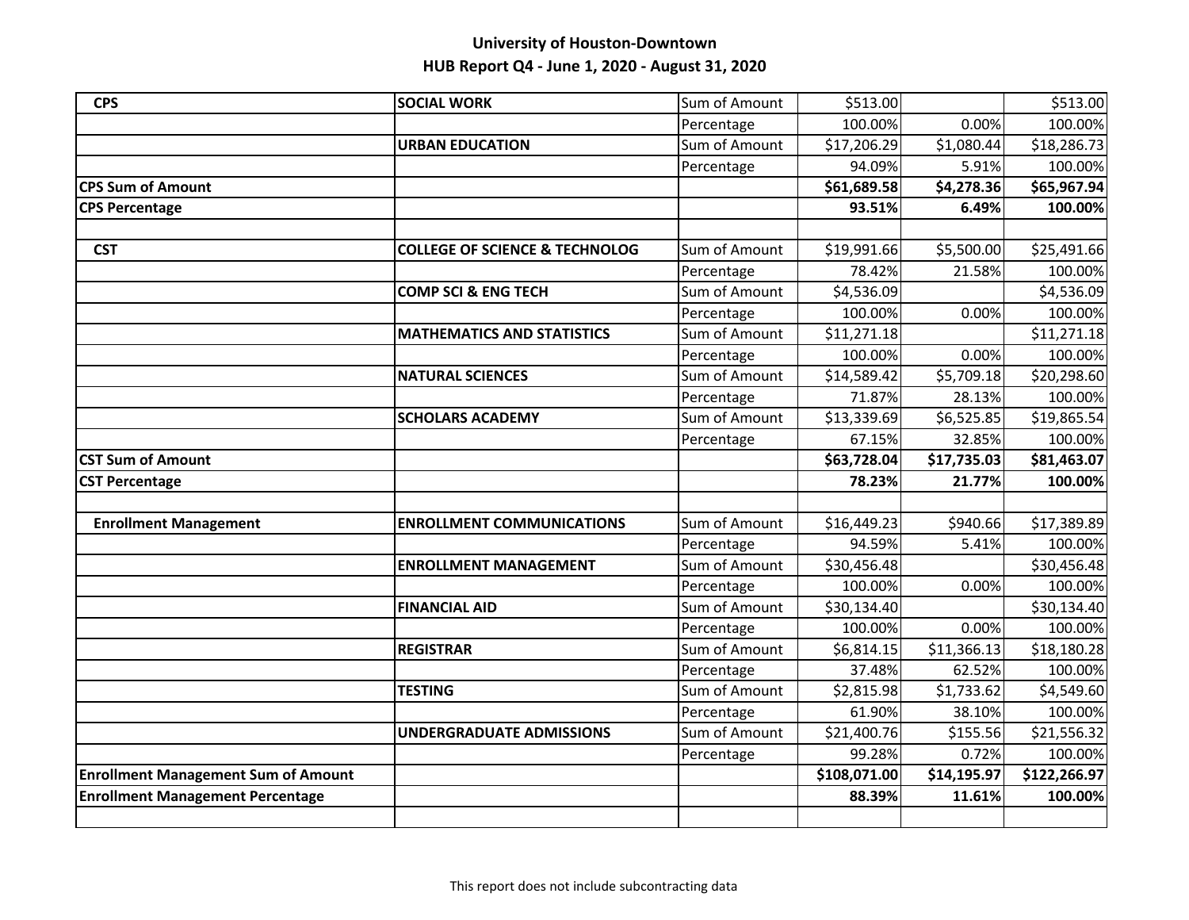## University of Houston-Downtown
## HUB Report Q4 - June 1, 2020 - August 31, 2020

| | | | | | |
|---|---|---|---|---|---|
| **CPS** | **SOCIAL WORK** | Sum of Amount | $513.00 | | $513.00 |
| | | Percentage | 100.00% | 0.00% | 100.00% |
| | **URBAN EDUCATION** | Sum of Amount | $17,206.29 | $1,080.44 | $18,286.73 |
| | | Percentage | 94.09% | 5.91% | 100.00% |
| **CPS Sum of Amount** | | | **$61,689.58** | **$4,278.36** | **$65,967.94** |
| **CPS Percentage** | | | **93.51%** | **6.49%** | **100.00%** |
| | | | | | |
| **CST** | **COLLEGE OF SCIENCE & TECHNOLOG** | Sum of Amount | $19,991.66 | $5,500.00 | $25,491.66 |
| | | Percentage | 78.42% | 21.58% | 100.00% |
| | **COMP SCI & ENG TECH** | Sum of Amount | $4,536.09 | | $4,536.09 |
| | | Percentage | 100.00% | 0.00% | 100.00% |
| | **MATHEMATICS AND STATISTICS** | Sum of Amount | $11,271.18 | | $11,271.18 |
| | | Percentage | 100.00% | 0.00% | 100.00% |
| | **NATURAL SCIENCES** | Sum of Amount | $14,589.42 | $5,709.18 | $20,298.60 |
| | | Percentage | 71.87% | 28.13% | 100.00% |
| | **SCHOLARS ACADEMY** | Sum of Amount | $13,339.69 | $6,525.85 | $19,865.54 |
| | | Percentage | 67.15% | 32.85% | 100.00% |
| **CST Sum of Amount** | | | **$63,728.04** | **$17,735.03** | **$81,463.07** |
| **CST Percentage** | | | **78.23%** | **21.77%** | **100.00%** |
| | | | | | |
| **Enrollment Management** | **ENROLLMENT COMMUNICATIONS** | Sum of Amount | $16,449.23 | $940.66 | $17,389.89 |
| | | Percentage | 94.59% | 5.41% | 100.00% |
| | **ENROLLMENT MANAGEMENT** | Sum of Amount | $30,456.48 | | $30,456.48 |
| | | Percentage | 100.00% | 0.00% | 100.00% |
| | **FINANCIAL AID** | Sum of Amount | $30,134.40 | | $30,134.40 |
| | | Percentage | 100.00% | 0.00% | 100.00% |
| | **REGISTRAR** | Sum of Amount | $6,814.15 | $11,366.13 | $18,180.28 |
| | | Percentage | 37.48% | 62.52% | 100.00% |
| | **TESTING** | Sum of Amount | $2,815.98 | $1,733.62 | $4,549.60 |
| | | Percentage | 61.90% | 38.10% | 100.00% |
| | **UNDERGRADUATE ADMISSIONS** | Sum of Amount | $21,400.76 | $155.56 | $21,556.32 |
| | | Percentage | 99.28% | 0.72% | 100.00% |
| **Enrollment Management Sum of Amount** | | | **$108,071.00** | **$14,195.97** | **$122,266.97** |
| **Enrollment Management Percentage** | | | **88.39%** | **11.61%** | **100.00%** |
| | | | | | |

This report does not include subcontracting data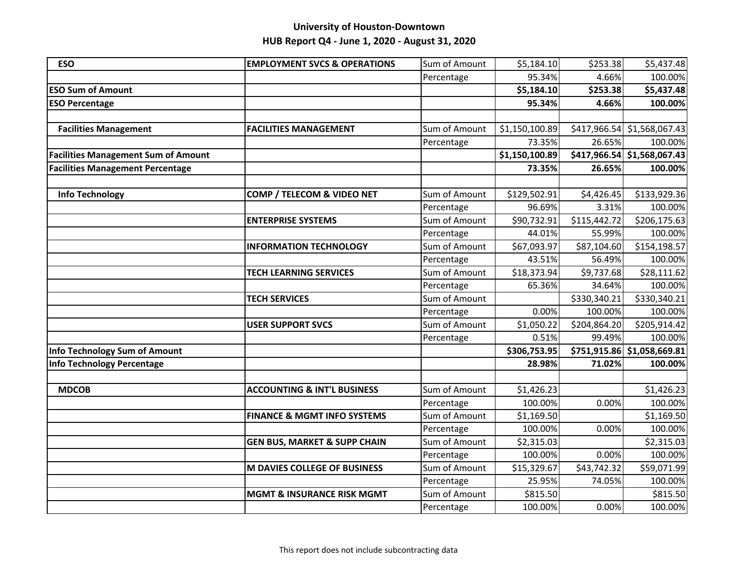## University of Houston-Downtown
## HUB Report Q4 - June 1, 2020 - August 31, 2020

| | | | | | |
|---|---|---|---|---|---|
| **ESO** | **EMPLOYMENT SVCS & OPERATIONS** | Sum of Amount | $5,184.10 | $253.38 | $5,437.48 |
| | | Percentage | 95.34% | 4.66% | 100.00% |
| **ESO Sum of Amount** | | | **$5,184.10** | **$253.38** | **$5,437.48** |
| **ESO Percentage** | | | **95.34%** | **4.66%** | **100.00%** |
| | | | | | |
| **Facilities Management** | **FACILITIES MANAGEMENT** | Sum of Amount | $1,150,100.89 | $417,966.54 | $1,568,067.43 |
| | | Percentage | 73.35% | 26.65% | 100.00% |
| **Facilities Management Sum of Amount** | | | **$1,150,100.89** | **$417,966.54** | **$1,568,067.43** |
| **Facilities Management Percentage** | | | **73.35%** | **26.65%** | **100.00%** |
| | | | | | |
| **Info Technology** | **COMP / TELECOM & VIDEO NET** | Sum of Amount | $129,502.91 | $4,426.45 | $133,929.36 |
| | | Percentage | 96.69% | 3.31% | 100.00% |
| | **ENTERPRISE SYSTEMS** | Sum of Amount | $90,732.91 | $115,442.72 | $206,175.63 |
| | | Percentage | 44.01% | 55.99% | 100.00% |
| | **INFORMATION TECHNOLOGY** | Sum of Amount | $67,093.97 | $87,104.60 | $154,198.57 |
| | | Percentage | 43.51% | 56.49% | 100.00% |
| | **TECH LEARNING SERVICES** | Sum of Amount | $18,373.94 | $9,737.68 | $28,111.62 |
| | | Percentage | 65.36% | 34.64% | 100.00% |
| | **TECH SERVICES** | Sum of Amount | | $330,340.21 | $330,340.21 |
| | | Percentage | 0.00% | 100.00% | 100.00% |
| | **USER SUPPORT SVCS** | Sum of Amount | $1,050.22 | $204,864.20 | $205,914.42 |
| | | Percentage | 0.51% | 99.49% | 100.00% |
| **Info Technology Sum of Amount** | | | **$306,753.95** | **$751,915.86** | **$1,058,669.81** |
| **Info Technology Percentage** | | | **28.98%** | **71.02%** | **100.00%** |
| | | | | | |
| **MDCOB** | **ACCOUNTING & INT'L BUSINESS** | Sum of Amount | $1,426.23 | | $1,426.23 |
| | | Percentage | 100.00% | 0.00% | 100.00% |
| | **FINANCE & MGMT INFO SYSTEMS** | Sum of Amount | $1,169.50 | | $1,169.50 |
| | | Percentage | 100.00% | 0.00% | 100.00% |
| | **GEN BUS, MARKET & SUPP CHAIN** | Sum of Amount | $2,315.03 | | $2,315.03 |
| | | Percentage | 100.00% | 0.00% | 100.00% |
| | **M DAVIES COLLEGE OF BUSINESS** | Sum of Amount | $15,329.67 | $43,742.32 | $59,071.99 |
| | | Percentage | 25.95% | 74.05% | 100.00% |
| | **MGMT & INSURANCE RISK MGMT** | Sum of Amount | $815.50 | | $815.50 |
| | | Percentage | 100.00% | 0.00% | 100.00% |

This report does not include subcontracting data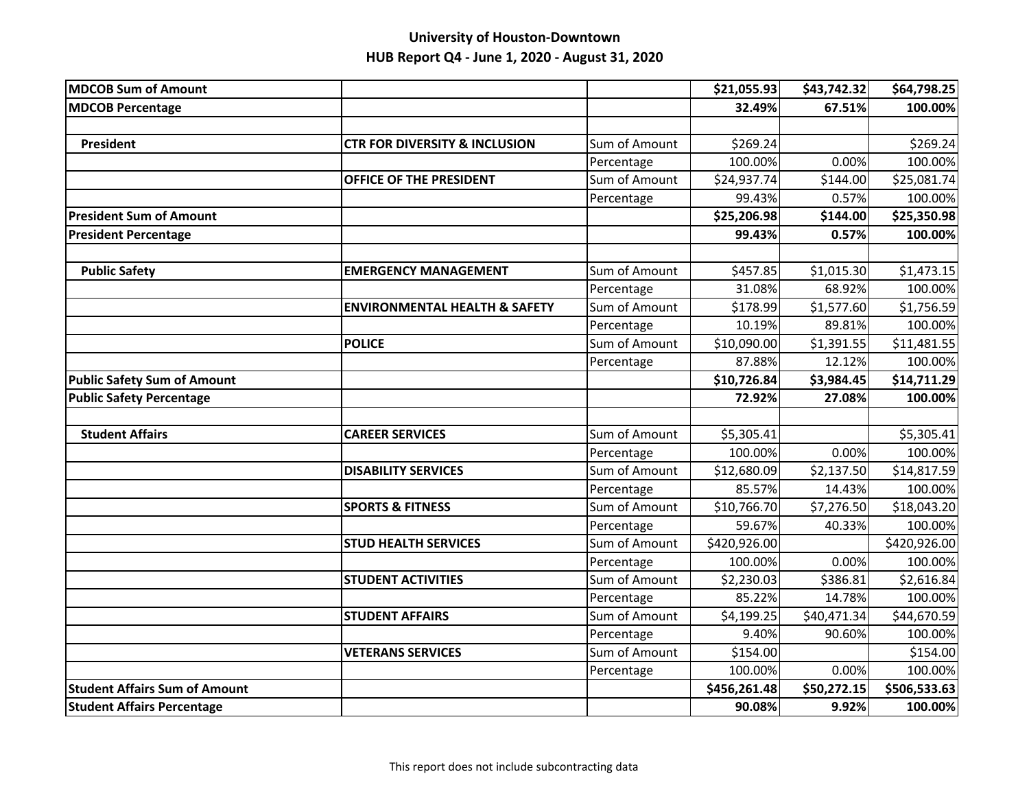# University of Houston-Downtown
## HUB Report Q4 - June 1, 2020 - August 31, 2020

| | | | | | |
|---|---|---|---|---|---|
| **MDCOB Sum of Amount** | | | **$21,055.93** | **$43,742.32** | **$64,798.25** |
| **MDCOB Percentage** | | | **32.49%** | **67.51%** | **100.00%** |
| | | | | | |
| **President** | **CTR FOR DIVERSITY & INCLUSION** | Sum of Amount | $269.24 | | $269.24 |
| | | Percentage | 100.00% | 0.00% | 100.00% |
| | **OFFICE OF THE PRESIDENT** | Sum of Amount | $24,937.74 | $144.00 | $25,081.74 |
| | | Percentage | 99.43% | 0.57% | 100.00% |
| **President Sum of Amount** | | | **$25,206.98** | **$144.00** | **$25,350.98** |
| **President Percentage** | | | **99.43%** | **0.57%** | **100.00%** |
| | | | | | |
| **Public Safety** | **EMERGENCY MANAGEMENT** | Sum of Amount | $457.85 | $1,015.30 | $1,473.15 |
| | | Percentage | 31.08% | 68.92% | 100.00% |
| | **ENVIRONMENTAL HEALTH & SAFETY** | Sum of Amount | $178.99 | $1,577.60 | $1,756.59 |
| | | Percentage | 10.19% | 89.81% | 100.00% |
| | **POLICE** | Sum of Amount | $10,090.00 | $1,391.55 | $11,481.55 |
| | | Percentage | 87.88% | 12.12% | 100.00% |
| **Public Safety Sum of Amount** | | | **$10,726.84** | **$3,984.45** | **$14,711.29** |
| **Public Safety Percentage** | | | **72.92%** | **27.08%** | **100.00%** |
| | | | | | |
| **Student Affairs** | **CAREER SERVICES** | Sum of Amount | $5,305.41 | | $5,305.41 |
| | | Percentage | 100.00% | 0.00% | 100.00% |
| | **DISABILITY SERVICES** | Sum of Amount | $12,680.09 | $2,137.50 | $14,817.59 |
| | | Percentage | 85.57% | 14.43% | 100.00% |
| | **SPORTS & FITNESS** | Sum of Amount | $10,766.70 | $7,276.50 | $18,043.20 |
| | | Percentage | 59.67% | 40.33% | 100.00% |
| | **STUD HEALTH SERVICES** | Sum of Amount | $420,926.00 | | $420,926.00 |
| | | Percentage | 100.00% | 0.00% | 100.00% |
| | **STUDENT ACTIVITIES** | Sum of Amount | $2,230.03 | $386.81 | $2,616.84 |
| | | Percentage | 85.22% | 14.78% | 100.00% |
| | **STUDENT AFFAIRS** | Sum of Amount | $4,199.25 | $40,471.34 | $44,670.59 |
| | | Percentage | 9.40% | 90.60% | 100.00% |
| | **VETERANS SERVICES** | Sum of Amount | $154.00 | | $154.00 |
| | | Percentage | 100.00% | 0.00% | 100.00% |
| **Student Affairs Sum of Amount** | | | **$456,261.48** | **$50,272.15** | **$506,533.63** |
| **Student Affairs Percentage** | | | **90.08%** | **9.92%** | **100.00%** |

This report does not include subcontracting data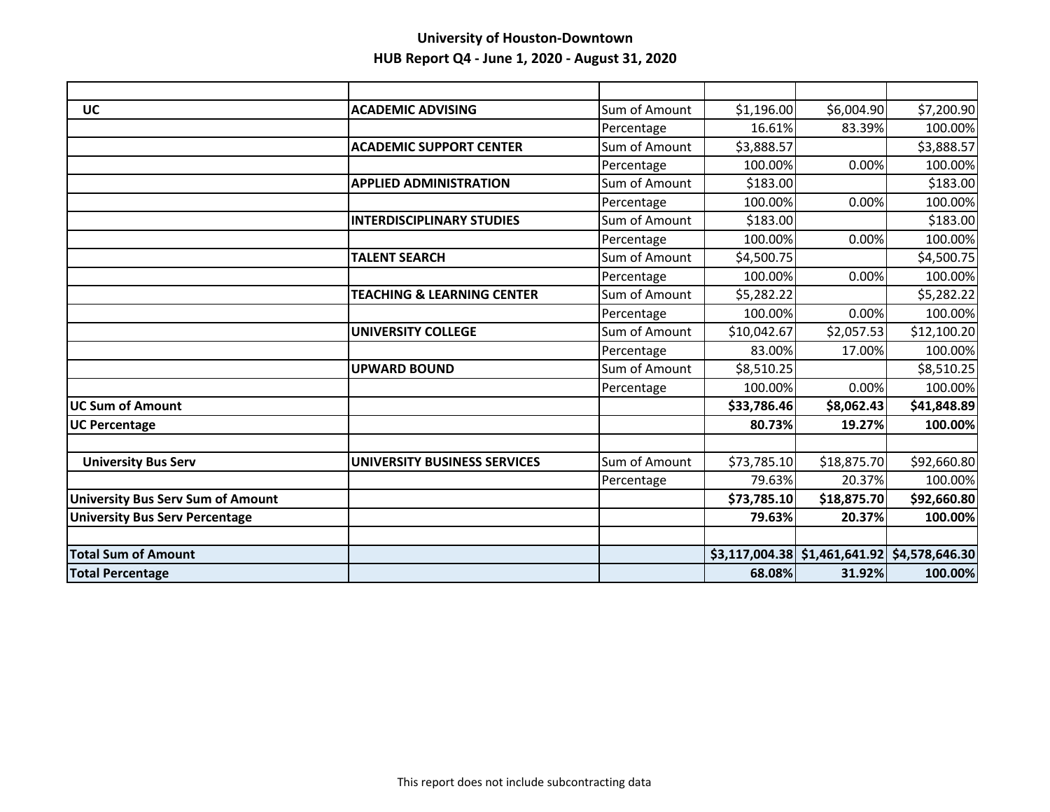**University of Houston-Downtown**
**HUB Report Q4 - June 1, 2020 - August 31, 2020**

| | | | | | |
|---|---|---|---|---|---|
| UC | ACADEMIC ADVISING | Sum of Amount | $1,196.00 | $6,004.90 | $7,200.90 |
| | | Percentage | 16.61% | 83.39% | 100.00% |
| | ACADEMIC SUPPORT CENTER | Sum of Amount | $3,888.57 | | $3,888.57 |
| | | Percentage | 100.00% | 0.00% | 100.00% |
| | APPLIED ADMINISTRATION | Sum of Amount | $183.00 | | $183.00 |
| | | Percentage | 100.00% | 0.00% | 100.00% |
| | INTERDISCIPLINARY STUDIES | Sum of Amount | $183.00 | | $183.00 |
| | | Percentage | 100.00% | 0.00% | 100.00% |
| | TALENT SEARCH | Sum of Amount | $4,500.75 | | $4,500.75 |
| | | Percentage | 100.00% | 0.00% | 100.00% |
| | TEACHING & LEARNING CENTER | Sum of Amount | $5,282.22 | | $5,282.22 |
| | | Percentage | 100.00% | 0.00% | 100.00% |
| | UNIVERSITY COLLEGE | Sum of Amount | $10,042.67 | $2,057.53 | $12,100.20 |
| | | Percentage | 83.00% | 17.00% | 100.00% |
| | UPWARD BOUND | Sum of Amount | $8,510.25 | | $8,510.25 |
| | | Percentage | 100.00% | 0.00% | 100.00% |
| **UC Sum of Amount** | | | **$33,786.46** | **$8,062.43** | **$41,848.89** |
| **UC Percentage** | | | **80.73%** | **19.27%** | **100.00%** |
| | | | | | |
| University Bus Serv | UNIVERSITY BUSINESS SERVICES | Sum of Amount | $73,785.10 | $18,875.70 | $92,660.80 |
| | | Percentage | 79.63% | 20.37% | 100.00% |
| **University Bus Serv Sum of Amount** | | | **$73,785.10** | **$18,875.70** | **$92,660.80** |
| **University Bus Serv Percentage** | | | **79.63%** | **20.37%** | **100.00%** |
| | | | | | |
| **Total Sum of Amount** | | | **$3,117,004.38** | **$1,461,641.92** | **$4,578,646.30** |
| **Total Percentage** | | | **68.08%** | **31.92%** | **100.00%** |

This report does not include subcontracting data